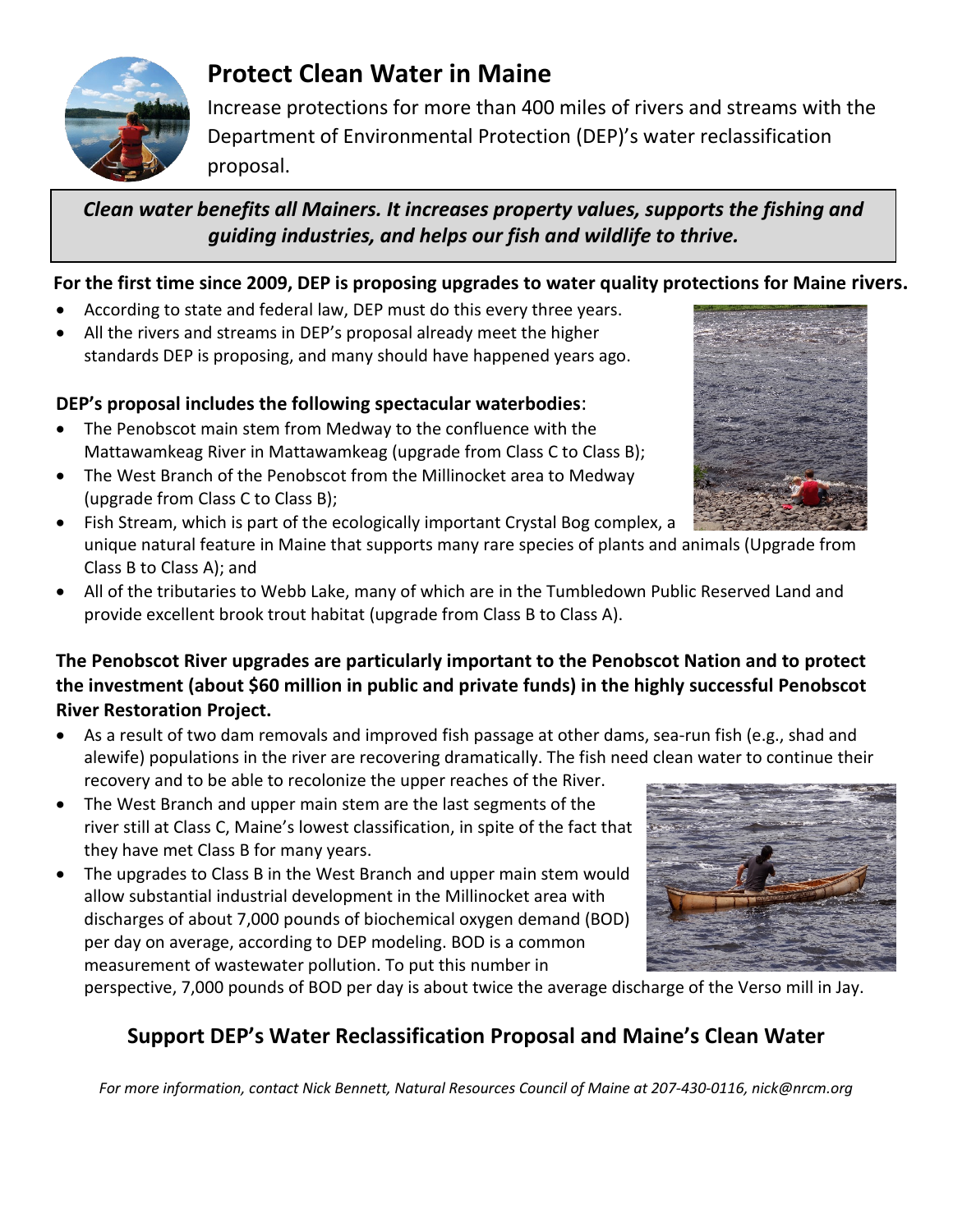# Protect Clean Water in Maine

Increase protections for more than 400 miles of rivers and streams with the Department of Environmental Protection (DEP)'s water reclassification proposal.

***Clean water benefits all Mainers. It increases property values, supports the fishing and guiding industries, and helps our fish and wildlife to thrive.***

**For the first time since 2009, DEP is proposing upgrades to water quality protections for Maine rivers.**

- According to state and federal law, DEP must do this every three years.
- All the rivers and streams in DEP's proposal already meet the higher standards DEP is proposing, and many should have happened years ago.

**DEP's proposal includes the following spectacular waterbodies**:

- The Penobscot main stem from Medway to the confluence with the Mattawamkeag River in Mattawamkeag (upgrade from Class C to Class B);
- The West Branch of the Penobscot from the Millinocket area to Medway (upgrade from Class C to Class B);
- Fish Stream, which is part of the ecologically important Crystal Bog complex, a unique natural feature in Maine that supports many rare species of plants and animals (Upgrade from Class B to Class A); and
- All of the tributaries to Webb Lake, many of which are in the Tumbledown Public Reserved Land and provide excellent brook trout habitat (upgrade from Class B to Class A).

**The Penobscot River upgrades are particularly important to the Penobscot Nation and to protect the investment (about $60 million in public and private funds) in the highly successful Penobscot River Restoration Project.**

- As a result of two dam removals and improved fish passage at other dams, sea-run fish (e.g., shad and alewife) populations in the river are recovering dramatically. The fish need clean water to continue their recovery and to be able to recolonize the upper reaches of the River.
- The West Branch and upper main stem are the last segments of the river still at Class C, Maine's lowest classification, in spite of the fact that they have met Class B for many years.
- The upgrades to Class B in the West Branch and upper main stem would allow substantial industrial development in the Millinocket area with discharges of about 7,000 pounds of biochemical oxygen demand (BOD) per day on average, according to DEP modeling. BOD is a common measurement of wastewater pollution. To put this number in perspective, 7,000 pounds of BOD per day is about twice the average discharge of the Verso mill in Jay.

## Support DEP's Water Reclassification Proposal and Maine's Clean Water

*For more information, contact Nick Bennett, Natural Resources Council of Maine at 207-430-0116, nick@nrcm.org*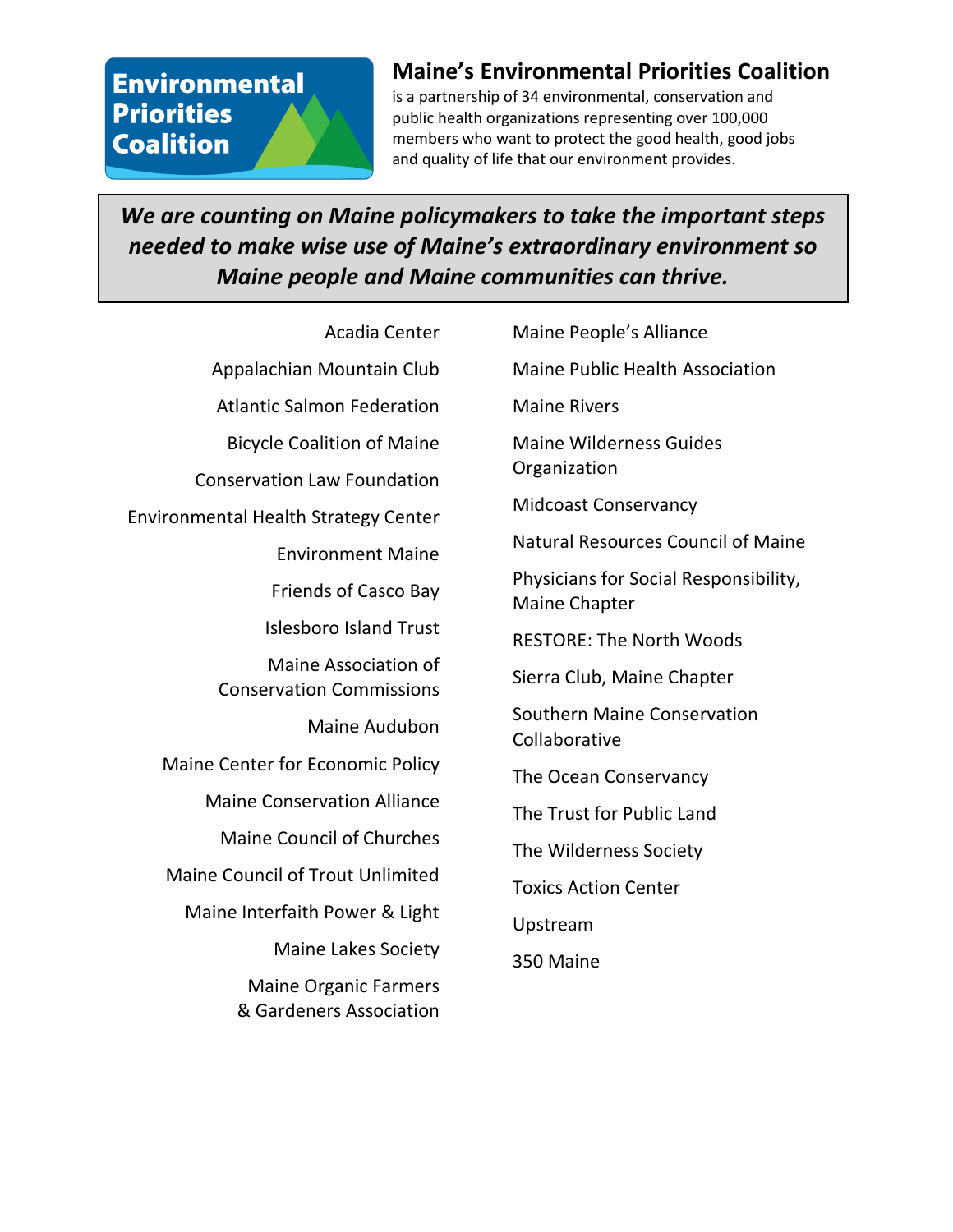**Environmental Priorities Coalition**

## Maine's Environmental Priorities Coalition

is a partnership of 34 environmental, conservation and public health organizations representing over 100,000 members who want to protect the good health, good jobs and quality of life that our environment provides.

***We are counting on Maine policymakers to take the important steps needed to make wise use of Maine's extraordinary environment so Maine people and Maine communities can thrive.***

- Acadia Center
- Appalachian Mountain Club
- Atlantic Salmon Federation
- Bicycle Coalition of Maine
- Conservation Law Foundation
- Environmental Health Strategy Center
- Environment Maine
- Friends of Casco Bay
- Islesboro Island Trust
- Maine Association of Conservation Commissions
- Maine Audubon
- Maine Center for Economic Policy
- Maine Conservation Alliance
- Maine Council of Churches
- Maine Council of Trout Unlimited
- Maine Interfaith Power & Light
- Maine Lakes Society
- Maine Organic Farmers & Gardeners Association
- Maine People's Alliance
- Maine Public Health Association
- Maine Rivers
- Maine Wilderness Guides Organization
- Midcoast Conservancy
- Natural Resources Council of Maine
- Physicians for Social Responsibility, Maine Chapter
- RESTORE: The North Woods
- Sierra Club, Maine Chapter
- Southern Maine Conservation Collaborative
- The Ocean Conservancy
- The Trust for Public Land
- The Wilderness Society
- Toxics Action Center
- Upstream
- 350 Maine